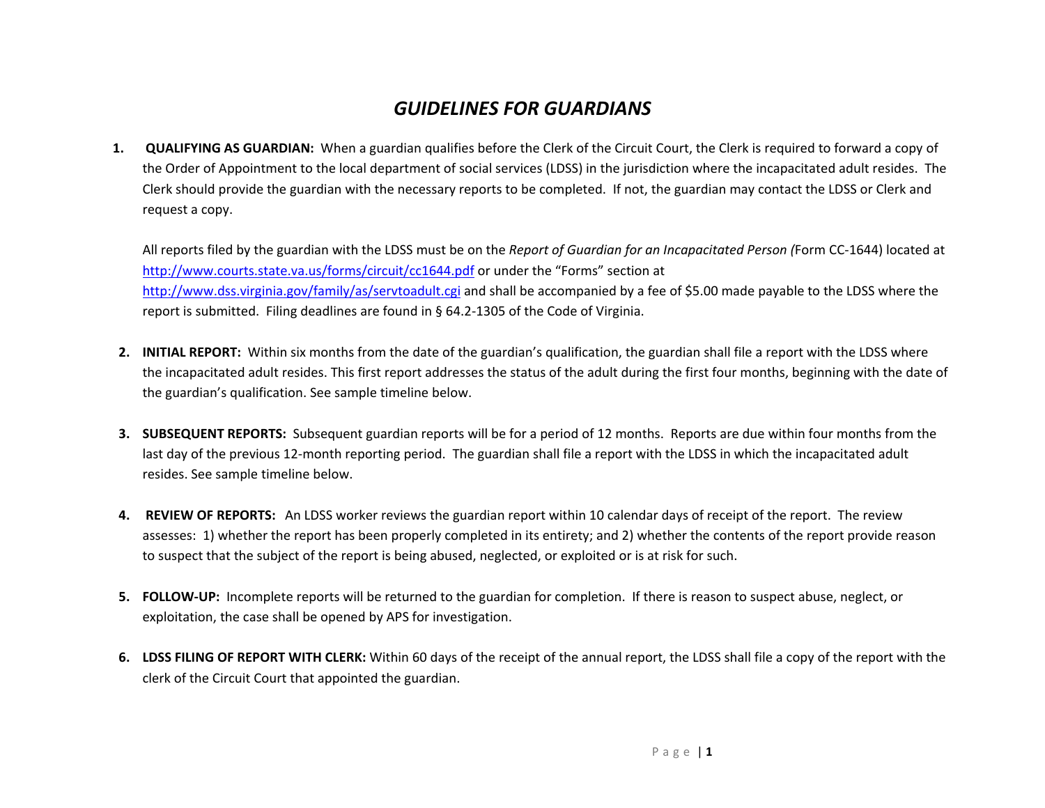# *GUIDELINES FOR GUARDIANS*

1. **QUALIFYING AS GUARDIAN:** When a guardian qualifies before the Clerk of the Circuit Court, the Clerk is required to forward a copy of the Order of Appointment to the local department of social services (LDSS) in the jurisdiction where the incapacitated adult resides. The Clerk should provide the guardian with the necessary reports to be completed. If not, the guardian may contact the LDSS or Clerk and request a copy.

   All reports filed by the guardian with the LDSS must be on the *Report of Guardian for an Incapacitated Person (*Form CC-1644) located at http://www.courts.state.va.us/forms/circuit/cc1644.pdf or under the "Forms" section at http://www.dss.virginia.gov/family/as/servtoadult.cgi and shall be accompanied by a fee of $5.00 made payable to the LDSS where the report is submitted. Filing deadlines are found in § 64.2-1305 of the Code of Virginia.

2. **INITIAL REPORT:** Within six months from the date of the guardian's qualification, the guardian shall file a report with the LDSS where the incapacitated adult resides. This first report addresses the status of the adult during the first four months, beginning with the date of the guardian's qualification. See sample timeline below.

3. **SUBSEQUENT REPORTS:** Subsequent guardian reports will be for a period of 12 months. Reports are due within four months from the last day of the previous 12-month reporting period. The guardian shall file a report with the LDSS in which the incapacitated adult resides. See sample timeline below.

4. **REVIEW OF REPORTS:** An LDSS worker reviews the guardian report within 10 calendar days of receipt of the report. The review assesses: 1) whether the report has been properly completed in its entirety; and 2) whether the contents of the report provide reason to suspect that the subject of the report is being abused, neglected, or exploited or is at risk for such.

5. **FOLLOW-UP:** Incomplete reports will be returned to the guardian for completion. If there is reason to suspect abuse, neglect, or exploitation, the case shall be opened by APS for investigation.

6. **LDSS FILING OF REPORT WITH CLERK:** Within 60 days of the receipt of the annual report, the LDSS shall file a copy of the report with the clerk of the Circuit Court that appointed the guardian.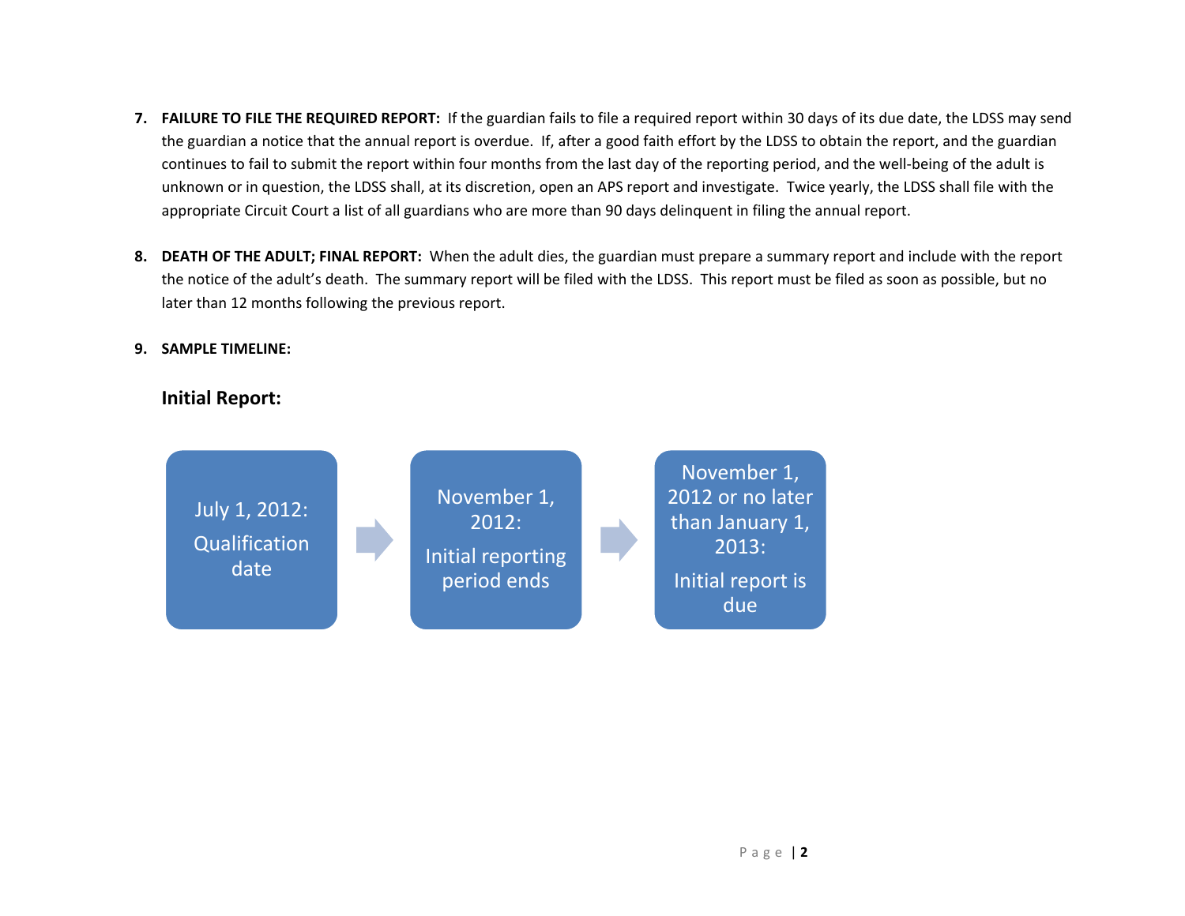7. **FAILURE TO FILE THE REQUIRED REPORT:** If the guardian fails to file a required report within 30 days of its due date, the LDSS may send the guardian a notice that the annual report is overdue. If, after a good faith effort by the LDSS to obtain the report, and the guardian continues to fail to submit the report within four months from the last day of the reporting period, and the well-being of the adult is unknown or in question, the LDSS shall, at its discretion, open an APS report and investigate. Twice yearly, the LDSS shall file with the appropriate Circuit Court a list of all guardians who are more than 90 days delinquent in filing the annual report.

8. **DEATH OF THE ADULT; FINAL REPORT:** When the adult dies, the guardian must prepare a summary report and include with the report the notice of the adult's death. The summary report will be filed with the LDSS. This report must be filed as soon as possible, but no later than 12 months following the previous report.

9. **SAMPLE TIMELINE:**

### Initial Report:

July 1, 2012: Qualification date → November 1, 2012: Initial reporting period ends → November 1, 2012 or no later than January 1, 2013: Initial report is due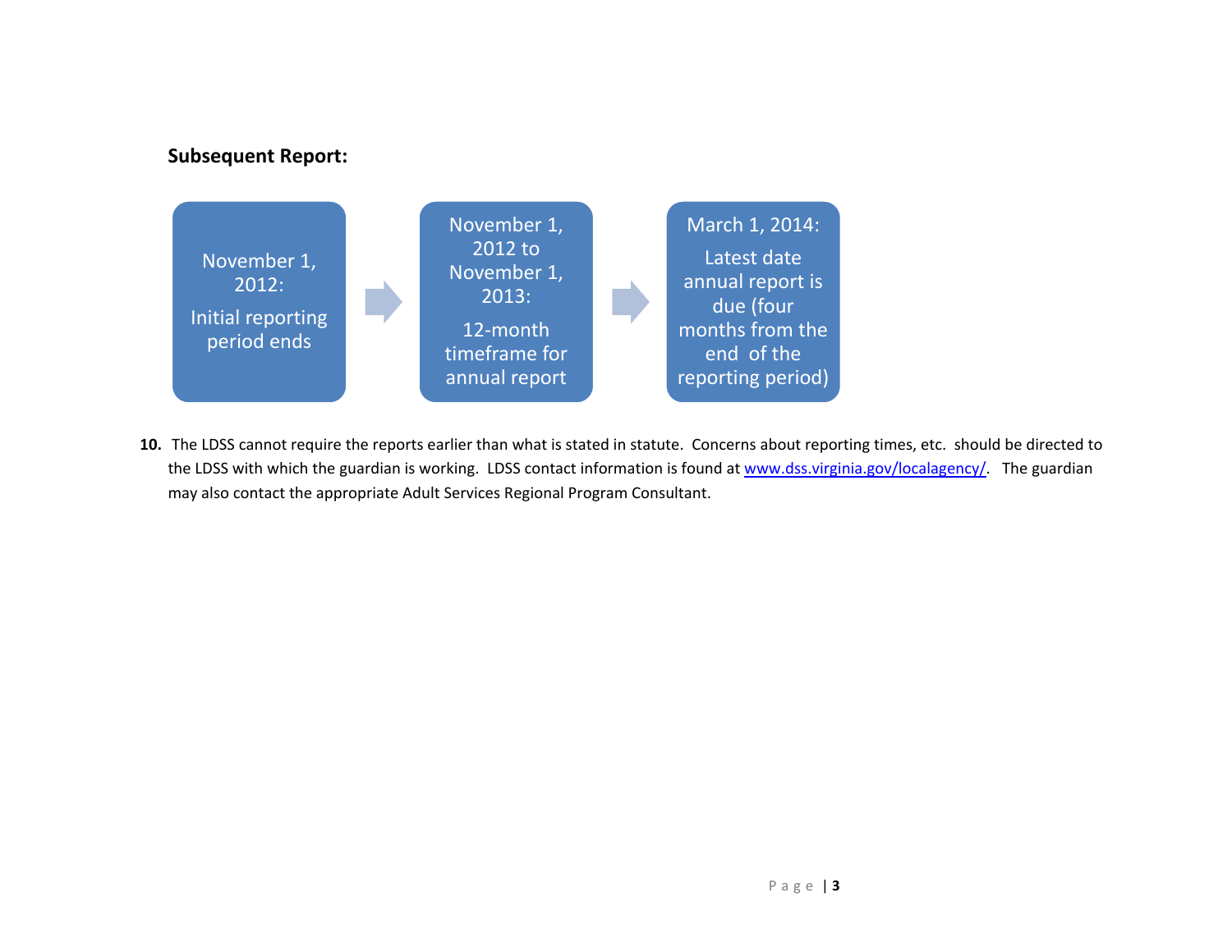**Subsequent Report:**

November 1, 2012:

Initial reporting period ends

November 1, 2012 to November 1, 2013:

12-month timeframe for annual report

March 1, 2014:

Latest date annual report is due (four months from the end of the reporting period)

10. The LDSS cannot require the reports earlier than what is stated in statute. Concerns about reporting times, etc. should be directed to the LDSS with which the guardian is working. LDSS contact information is found at [www.dss.virginia.gov/localagency/](www.dss.virginia.gov/localagency/). The guardian may also contact the appropriate Adult Services Regional Program Consultant.